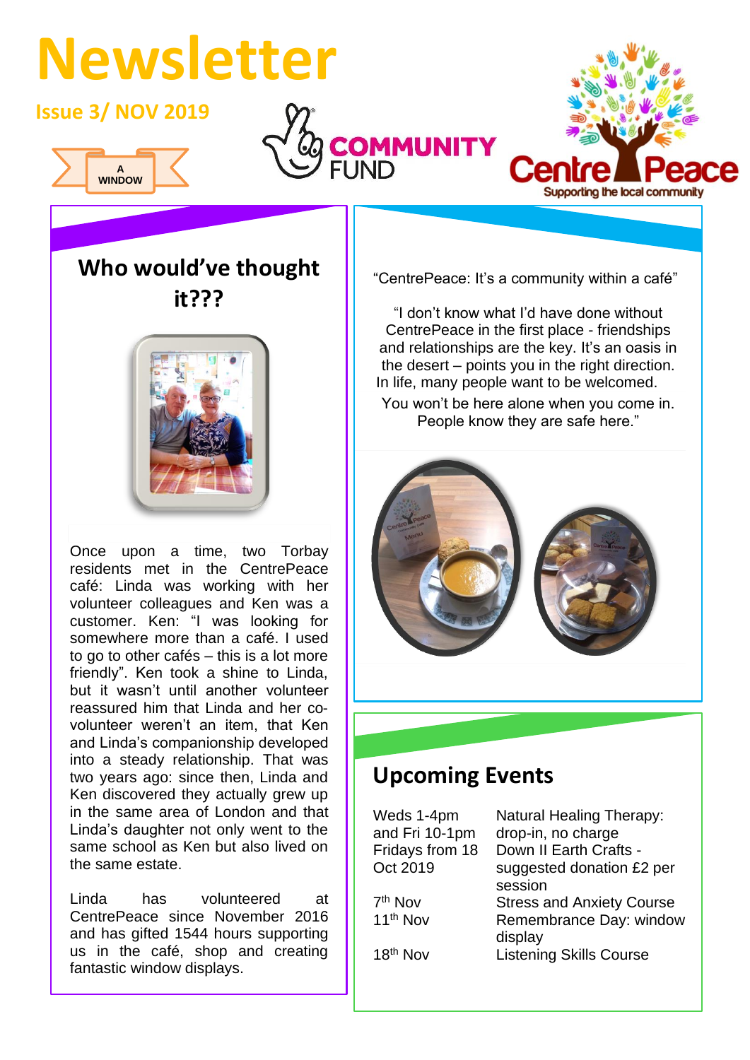# Newsletter

**Issue 3/ NOV 2019**

A WINDOW

COMMUNITY FUND

Centre Peace
Supporting the local community

## Who would've thought it???

Once upon a time, two Torbay residents met in the CentrePeace café: Linda was working with her volunteer colleagues and Ken was a customer. Ken: "I was looking for somewhere more than a café. I used to go to other cafés – this is a lot more friendly". Ken took a shine to Linda, but it wasn't until another volunteer reassured him that Linda and her co-volunteer weren't an item, that Ken and Linda's companionship developed into a steady relationship. That was two years ago: since then, Linda and Ken discovered they actually grew up in the same area of London and that Linda's daughter not only went to the same school as Ken but also lived on the same estate.

Linda has volunteered at CentrePeace since November 2016 and has gifted 1544 hours supporting us in the café, shop and creating fantastic window displays.

"CentrePeace: It's a community within a café"

"I don't know what I'd have done without CentrePeace in the first place - friendships and relationships are the key. It's an oasis in the desert – points you in the right direction. In life, many people want to be welcomed. You won't be here alone when you come in. People know they are safe here."

## Upcoming Events

| | |
|---|---|
| Weds 1-4pm and Fri 10-1pm | Natural Healing Therapy: drop-in, no charge |
| Fridays from 18 Oct 2019 | Down II Earth Crafts - suggested donation £2 per session |
| 7th Nov | Stress and Anxiety Course |
| 11th Nov | Remembrance Day: window display |
| 18th Nov | Listening Skills Course |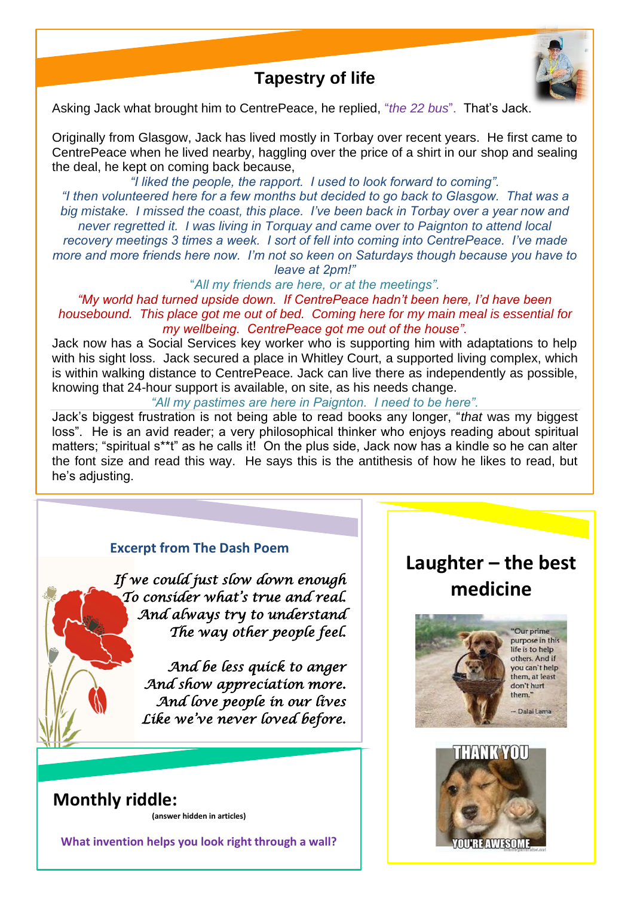## Tapestry of life

Asking Jack what brought him to CentrePeace, he replied, "*the 22 bus*". That's Jack.

Originally from Glasgow, Jack has lived mostly in Torbay over recent years. He first came to CentrePeace when he lived nearby, haggling over the price of a shirt in our shop and sealing the deal, he kept on coming back because,

*"I liked the people, the rapport. I used to look forward to coming".*

*"I then volunteered here for a few months but decided to go back to Glasgow. That was a big mistake. I missed the coast, this place. I've been back in Torbay over a year now and never regretted it. I was living in Torquay and came over to Paignton to attend local recovery meetings 3 times a week. I sort of fell into coming into CentrePeace. I've made more and more friends here now. I'm not so keen on Saturdays though because you have to leave at 2pm!"*

*"All my friends are here, or at the meetings".*

*"My world had turned upside down. If CentrePeace hadn't been here, I'd have been housebound. This place got me out of bed. Coming here for my main meal is essential for my wellbeing. CentrePeace got me out of the house".*

Jack now has a Social Services key worker who is supporting him with adaptations to help with his sight loss. Jack secured a place in Whitley Court, a supported living complex, which is within walking distance to CentrePeace. Jack can live there as independently as possible, knowing that 24-hour support is available, on site, as his needs change.

*"All my pastimes are here in Paignton. I need to be here".*

Jack's biggest frustration is not being able to read books any longer, "*that* was my biggest loss". He is an avid reader; a very philosophical thinker who enjoys reading about spiritual matters; "spiritual s**t" as he calls it! On the plus side, Jack now has a kindle so he can alter the font size and read this way. He says this is the antithesis of how he likes to read, but he's adjusting.

### Excerpt from The Dash Poem

*If we could just slow down enough*
*To consider what's true and real.*
*And always try to understand*
*The way other people feel.*

*And be less quick to anger*
*And show appreciation more.*
*And love people in our lives*
*Like we've never loved before.*

## Monthly riddle:

(answer hidden in articles)

**What invention helps you look right through a wall?**

## Laughter – the best medicine

"Our prime purpose in this life is to help others. And if you can't help them, at least don't hurt them."

– Dalai Lama

THANK YOU

YOU'RE AWESOME